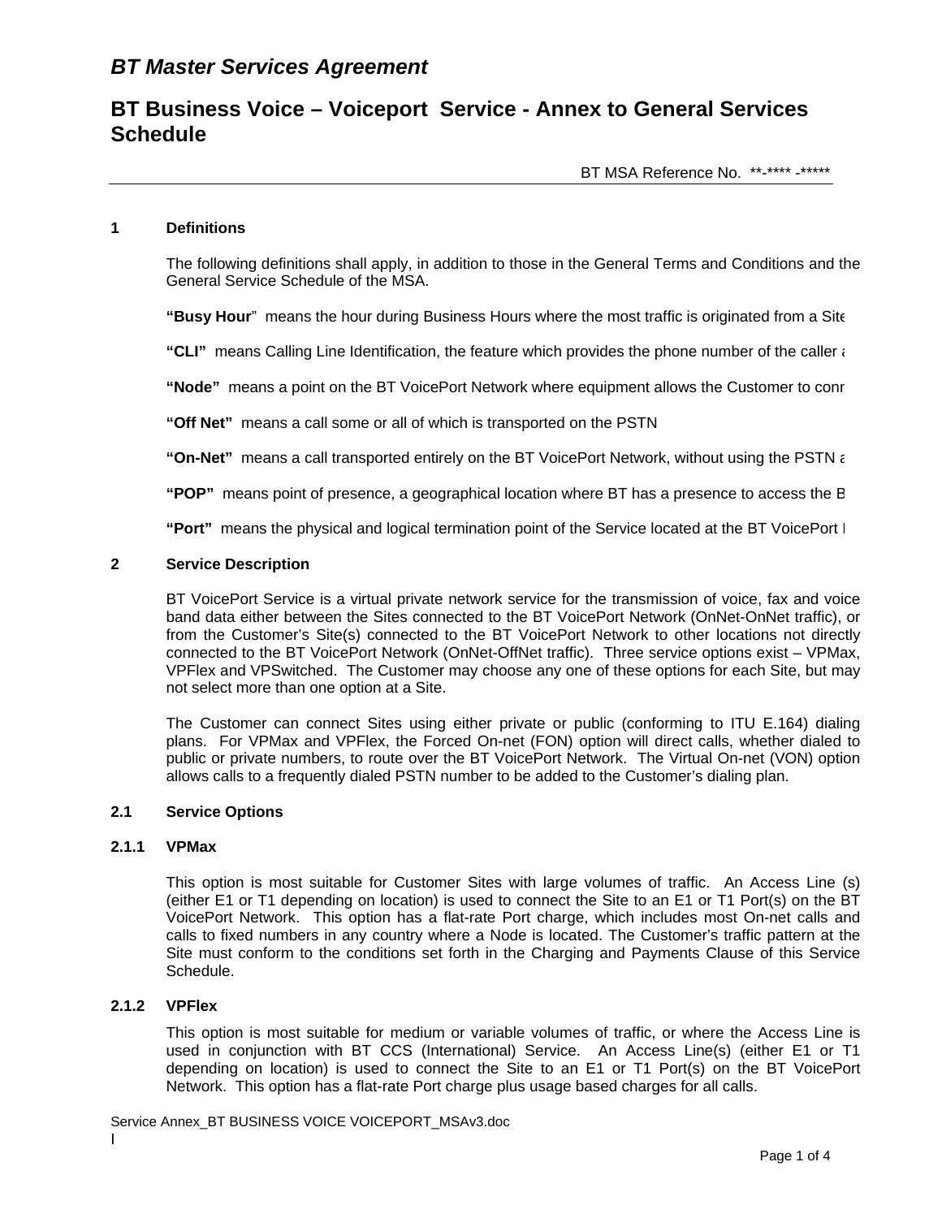# BT Master Services Agreement

# BT Business Voice – Voiceport Service - Annex to General Services Schedule

BT MSA Reference No. **-**** -*****

## 1 Definitions

The following definitions shall apply, in addition to those in the General Terms and Conditions and the General Service Schedule of the MSA.

**"Busy Hour"** means the hour during Business Hours where the most traffic is originated from a Site

**"CLI"** means Calling Line Identification, the feature which provides the phone number of the caller a

**"Node"** means a point on the BT VoicePort Network where equipment allows the Customer to conn

**"Off Net"** means a call some or all of which is transported on the PSTN

**"On-Net"** means a call transported entirely on the BT VoicePort Network, without using the PSTN a

**"POP"** means point of presence, a geographical location where BT has a presence to access the B

**"Port"** means the physical and logical termination point of the Service located at the BT VoicePort I

## 2 Service Description

BT VoicePort Service is a virtual private network service for the transmission of voice, fax and voice band data either between the Sites connected to the BT VoicePort Network (OnNet-OnNet traffic), or from the Customer's Site(s) connected to the BT VoicePort Network to other locations not directly connected to the BT VoicePort Network (OnNet-OffNet traffic). Three service options exist – VPMax, VPFlex and VPSwitched. The Customer may choose any one of these options for each Site, but may not select more than one option at a Site.

The Customer can connect Sites using either private or public (conforming to ITU E.164) dialing plans. For VPMax and VPFlex, the Forced On-net (FON) option will direct calls, whether dialed to public or private numbers, to route over the BT VoicePort Network. The Virtual On-net (VON) option allows calls to a frequently dialed PSTN number to be added to the Customer's dialing plan.

### 2.1 Service Options

#### 2.1.1 VPMax

This option is most suitable for Customer Sites with large volumes of traffic. An Access Line (s) (either E1 or T1 depending on location) is used to connect the Site to an E1 or T1 Port(s) on the BT VoicePort Network. This option has a flat-rate Port charge, which includes most On-net calls and calls to fixed numbers in any country where a Node is located. The Customer's traffic pattern at the Site must conform to the conditions set forth in the Charging and Payments Clause of this Service Schedule.

#### 2.1.2 VPFlex

This option is most suitable for medium or variable volumes of traffic, or where the Access Line is used in conjunction with BT CCS (International) Service. An Access Line(s) (either E1 or T1 depending on location) is used to connect the Site to an E1 or T1 Port(s) on the BT VoicePort Network. This option has a flat-rate Port charge plus usage based charges for all calls.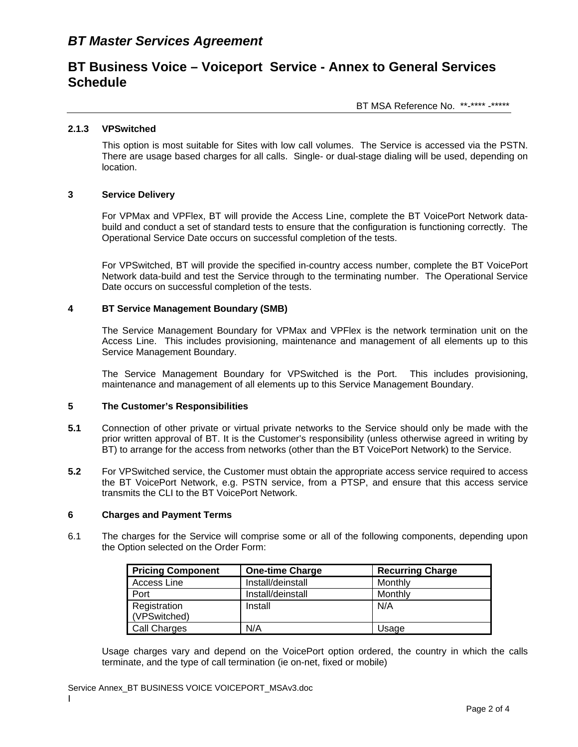#### 2.1.3 VPSwitched

This option is most suitable for Sites with low call volumes.  The Service is accessed via the PSTN. There are usage based charges for all calls.  Single- or dual-stage dialing will be used, depending on location.

### 3 Service Delivery

For VPMax and VPFlex, BT will provide the Access Line, complete the BT VoicePort Network data-build and conduct a set of standard tests to ensure that the configuration is functioning correctly.  The Operational Service Date occurs on successful completion of the tests.

For VPSwitched, BT will provide the specified in-country access number, complete the BT VoicePort Network data-build and test the Service through to the terminating number.  The Operational Service Date occurs on successful completion of the tests.

### 4 BT Service Management Boundary (SMB)

The Service Management Boundary for VPMax and VPFlex is the network termination unit on the Access Line.  This includes provisioning, maintenance and management of all elements up to this Service Management Boundary.

The Service Management Boundary for VPSwitched is the Port.  This includes provisioning, maintenance and management of all elements up to this Service Management Boundary.

### 5 The Customer's Responsibilities

**5.1** Connection of other private or virtual private networks to the Service should only be made with the prior written approval of BT. It is the Customer's responsibility (unless otherwise agreed in writing by BT) to arrange for the access from networks (other than the BT VoicePort Network) to the Service.

**5.2** For VPSwitched service, the Customer must obtain the appropriate access service required to access the BT VoicePort Network, e.g. PSTN service, from a PTSP, and ensure that this access service transmits the CLI to the BT VoicePort Network.

### 6 Charges and Payment Terms

6.1 The charges for the Service will comprise some or all of the following components, depending upon the Option selected on the Order Form:

| Pricing Component | One-time Charge | Recurring Charge |
|---|---|---|
| Access Line | Install/deinstall | Monthly |
| Port | Install/deinstall | Monthly |
| Registration (VPSwitched) | Install | N/A |
| Call Charges | N/A | Usage |

Usage charges vary and depend on the VoicePort option ordered, the country in which the calls terminate, and the type of call termination (ie on-net, fixed or mobile)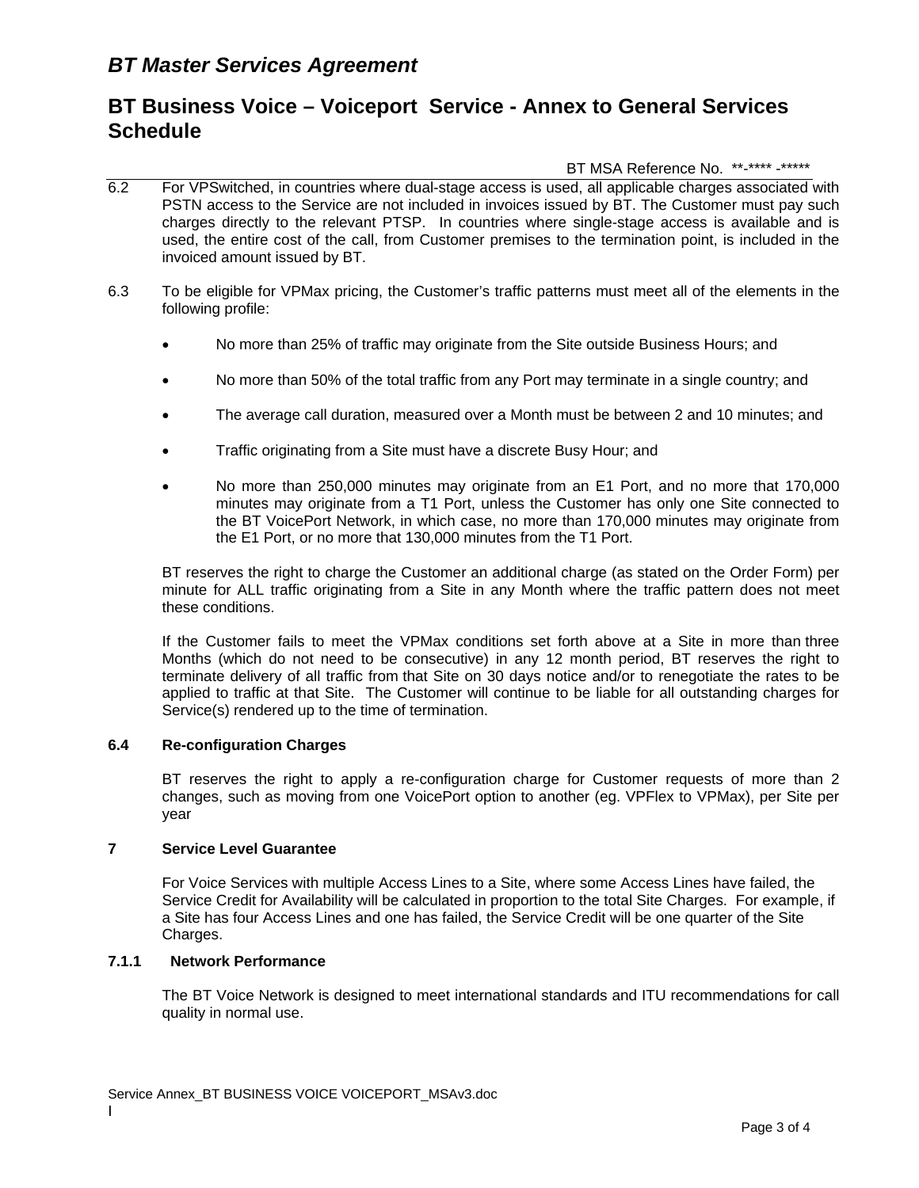6.2 For VPSwitched, in countries where dual-stage access is used, all applicable charges associated with PSTN access to the Service are not included in invoices issued by BT. The Customer must pay such charges directly to the relevant PTSP. In countries where single-stage access is available and is used, the entire cost of the call, from Customer premises to the termination point, is included in the invoiced amount issued by BT.

6.3 To be eligible for VPMax pricing, the Customer's traffic patterns must meet all of the elements in the following profile:

- No more than 25% of traffic may originate from the Site outside Business Hours; and
- No more than 50% of the total traffic from any Port may terminate in a single country; and
- The average call duration, measured over a Month must be between 2 and 10 minutes; and
- Traffic originating from a Site must have a discrete Busy Hour; and
- No more than 250,000 minutes may originate from an E1 Port, and no more that 170,000 minutes may originate from a T1 Port, unless the Customer has only one Site connected to the BT VoicePort Network, in which case, no more than 170,000 minutes may originate from the E1 Port, or no more that 130,000 minutes from the T1 Port.

BT reserves the right to charge the Customer an additional charge (as stated on the Order Form) per minute for ALL traffic originating from a Site in any Month where the traffic pattern does not meet these conditions.

If the Customer fails to meet the VPMax conditions set forth above at a Site in more than three Months (which do not need to be consecutive) in any 12 month period, BT reserves the right to terminate delivery of all traffic from that Site on 30 days notice and/or to renegotiate the rates to be applied to traffic at that Site. The Customer will continue to be liable for all outstanding charges for Service(s) rendered up to the time of termination.

### 6.4 Re-configuration Charges

BT reserves the right to apply a re-configuration charge for Customer requests of more than 2 changes, such as moving from one VoicePort option to another (eg. VPFlex to VPMax), per Site per year

## 7 Service Level Guarantee

For Voice Services with multiple Access Lines to a Site, where some Access Lines have failed, the Service Credit for Availability will be calculated in proportion to the total Site Charges. For example, if a Site has four Access Lines and one has failed, the Service Credit will be one quarter of the Site Charges.

### 7.1.1 Network Performance

The BT Voice Network is designed to meet international standards and ITU recommendations for call quality in normal use.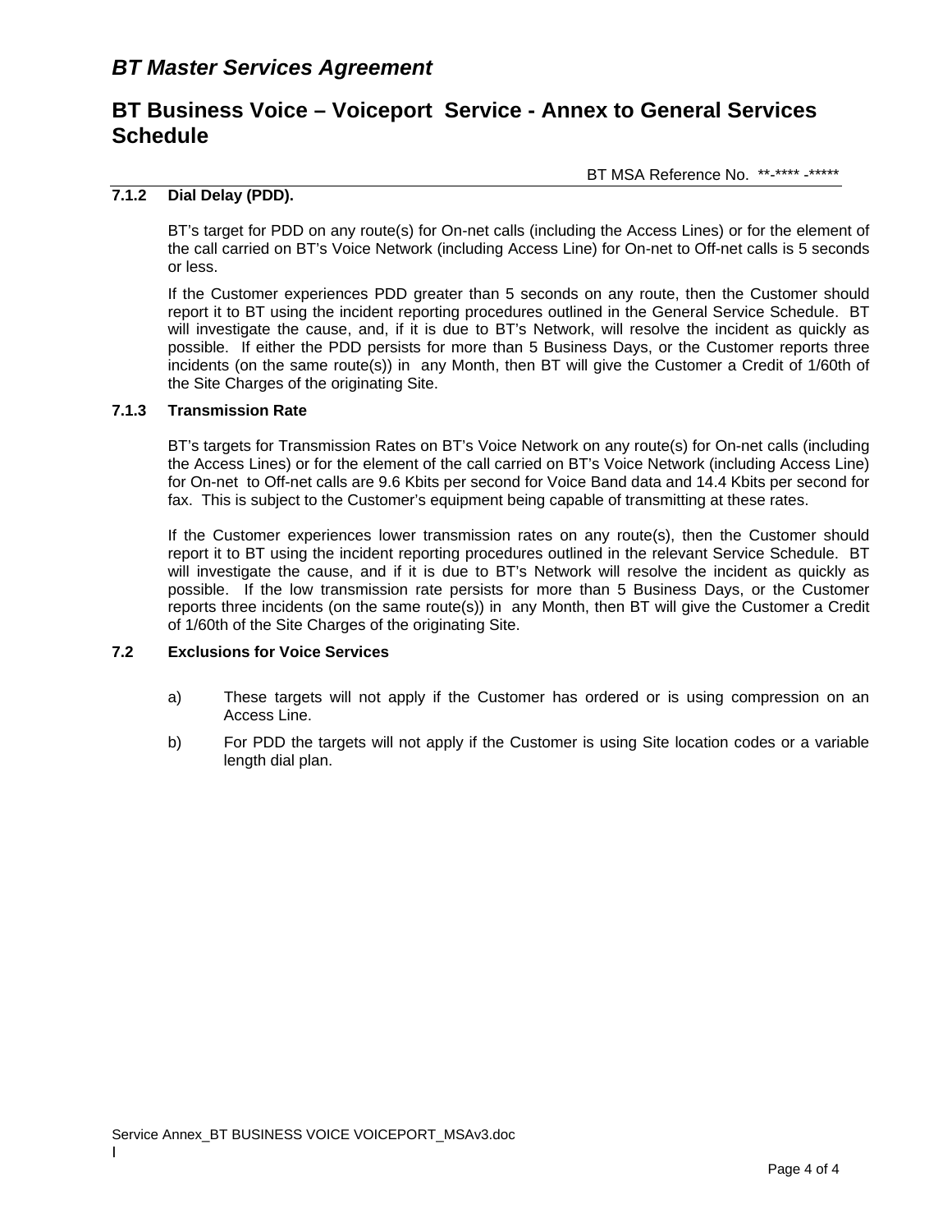### 7.1.2 Dial Delay (PDD).

BT's target for PDD on any route(s) for On-net calls (including the Access Lines) or for the element of the call carried on BT's Voice Network (including Access Line) for On-net to Off-net calls is 5 seconds or less.

If the Customer experiences PDD greater than 5 seconds on any route, then the Customer should report it to BT using the incident reporting procedures outlined in the General Service Schedule. BT will investigate the cause, and, if it is due to BT's Network, will resolve the incident as quickly as possible. If either the PDD persists for more than 5 Business Days, or the Customer reports three incidents (on the same route(s)) in any Month, then BT will give the Customer a Credit of 1/60th of the Site Charges of the originating Site.

### 7.1.3 Transmission Rate

BT's targets for Transmission Rates on BT's Voice Network on any route(s) for On-net calls (including the Access Lines) or for the element of the call carried on BT's Voice Network (including Access Line) for On-net to Off-net calls are 9.6 Kbits per second for Voice Band data and 14.4 Kbits per second for fax. This is subject to the Customer's equipment being capable of transmitting at these rates.

If the Customer experiences lower transmission rates on any route(s), then the Customer should report it to BT using the incident reporting procedures outlined in the relevant Service Schedule. BT will investigate the cause, and if it is due to BT's Network will resolve the incident as quickly as possible. If the low transmission rate persists for more than 5 Business Days, or the Customer reports three incidents (on the same route(s)) in any Month, then BT will give the Customer a Credit of 1/60th of the Site Charges of the originating Site.

## 7.2 Exclusions for Voice Services

a) These targets will not apply if the Customer has ordered or is using compression on an Access Line.

b) For PDD the targets will not apply if the Customer is using Site location codes or a variable length dial plan.